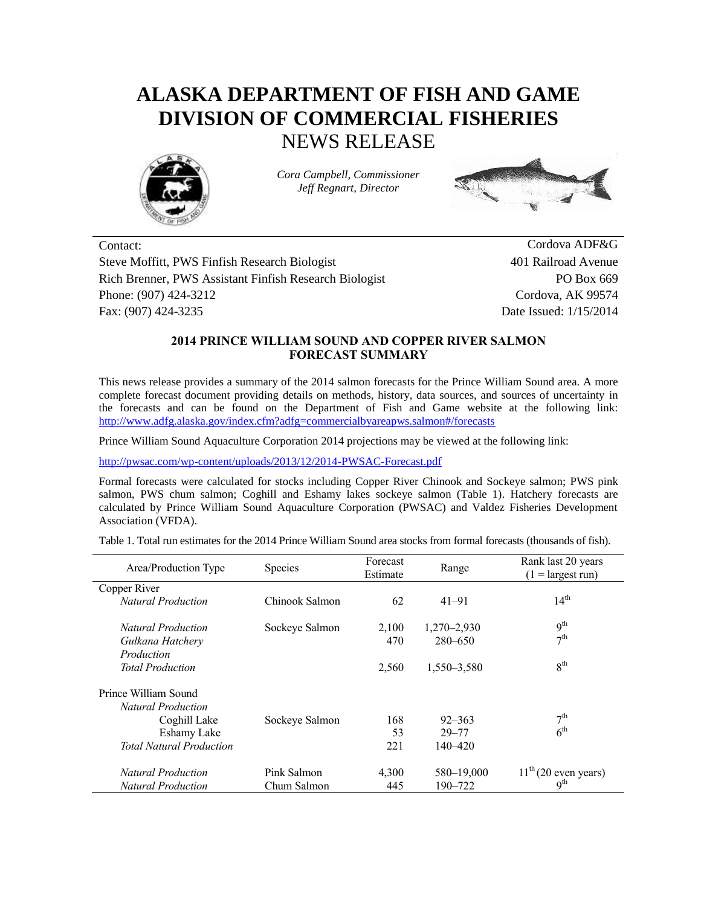# ALASKA DEPARTMENT OF FISH AND GAME
# DIVISION OF COMMERCIAL FISHERIES
## NEWS RELEASE

*Cora Campbell, Commissioner*
*Jeff Regnart, Director*

Contact:
Steve Moffitt, PWS Finfish Research Biologist
Rich Brenner, PWS Assistant Finfish Research Biologist
Phone: (907) 424-3212
Fax: (907) 424-3235

Cordova ADF&G
401 Railroad Avenue
PO Box 669
Cordova, AK 99574
Date Issued: 1/15/2014

### 2014 PRINCE WILLIAM SOUND AND COPPER RIVER SALMON FORECAST SUMMARY

This news release provides a summary of the 2014 salmon forecasts for the Prince William Sound area. A more complete forecast document providing details on methods, history, data sources, and sources of uncertainty in the forecasts and can be found on the Department of Fish and Game website at the following link: http://www.adfg.alaska.gov/index.cfm?adfg=commercialbyareapws.salmon#/forecasts

Prince William Sound Aquaculture Corporation 2014 projections may be viewed at the following link:

http://pwsac.com/wp-content/uploads/2013/12/2014-PWSAC-Forecast.pdf

Formal forecasts were calculated for stocks including Copper River Chinook and Sockeye salmon; PWS pink salmon, PWS chum salmon; Coghill and Eshamy lakes sockeye salmon (Table 1). Hatchery forecasts are calculated by Prince William Sound Aquaculture Corporation (PWSAC) and Valdez Fisheries Development Association (VFDA).

Table 1. Total run estimates for the 2014 Prince William Sound area stocks from formal forecasts (thousands of fish).

| Area/Production Type | Species | Forecast Estimate | Range | Rank last 20 years (1 = largest run) |
|---|---|---|---|---|
| Copper River | | | | |
| *Natural Production* | Chinook Salmon | 62 | 41–91 | 14th |
| *Natural Production* | Sockeye Salmon | 2,100 | 1,270–2,930 | 9th |
| *Gulkana Hatchery Production* | | 470 | 280–650 | 7th |
| *Total Production* | | 2,560 | 1,550–3,580 | 8th |
| Prince William Sound | | | | |
| *Natural Production* | | | | |
| Coghill Lake | Sockeye Salmon | 168 | 92–363 | 7th |
| Eshamy Lake | | 53 | 29–77 | 6th |
| *Total Natural Production* | | 221 | 140–420 | |
| *Natural Production* | Pink Salmon | 4,300 | 580–19,000 | 11th (20 even years) |
| *Natural Production* | Chum Salmon | 445 | 190–722 | 9th |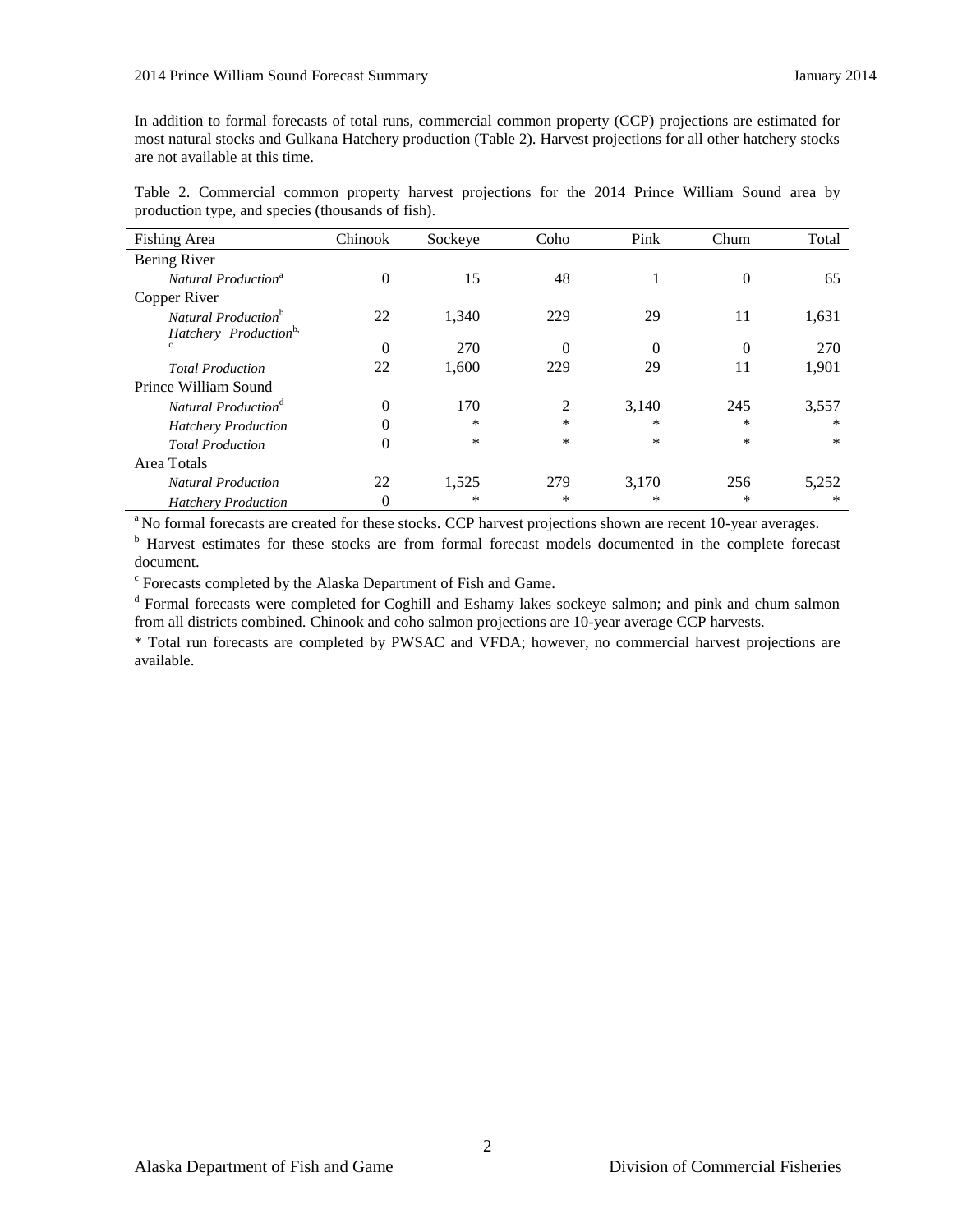In addition to formal forecasts of total runs, commercial common property (CCP) projections are estimated for most natural stocks and Gulkana Hatchery production (Table 2). Harvest projections for all other hatchery stocks are not available at this time.

Table 2. Commercial common property harvest projections for the 2014 Prince William Sound area by production type, and species (thousands of fish).

| Fishing Area | Chinook | Sockeye | Coho | Pink | Chum | Total |
|---|---|---|---|---|---|---|
| Bering River | | | | | | |
| *Natural Production*[a] | 0 | 15 | 48 | 1 | 0 | 65 |
| Copper River | | | | | | |
| *Natural Production*[b] | 22 | 1,340 | 229 | 29 | 11 | 1,631 |
| *Hatchery Production*[b,c] | 0 | 270 | 0 | 0 | 0 | 270 |
| *Total Production* | 22 | 1,600 | 229 | 29 | 11 | 1,901 |
| Prince William Sound | | | | | | |
| *Natural Production*[d] | 0 | 170 | 2 | 3,140 | 245 | 3,557 |
| *Hatchery Production* | 0 | * | * | * | * | * |
| *Total Production* | 0 | * | * | * | * | * |
| Area Totals | | | | | | |
| *Natural Production* | 22 | 1,525 | 279 | 3,170 | 256 | 5,252 |
| *Hatchery Production* | 0 | * | * | * | * | * |

[a] No formal forecasts are created for these stocks. CCP harvest projections shown are recent 10-year averages.

[b] Harvest estimates for these stocks are from formal forecast models documented in the complete forecast document.

[c] Forecasts completed by the Alaska Department of Fish and Game.

[d] Formal forecasts were completed for Coghill and Eshamy lakes sockeye salmon; and pink and chum salmon from all districts combined. Chinook and coho salmon projections are 10-year average CCP harvests.

* Total run forecasts are completed by PWSAC and VFDA; however, no commercial harvest projections are available.